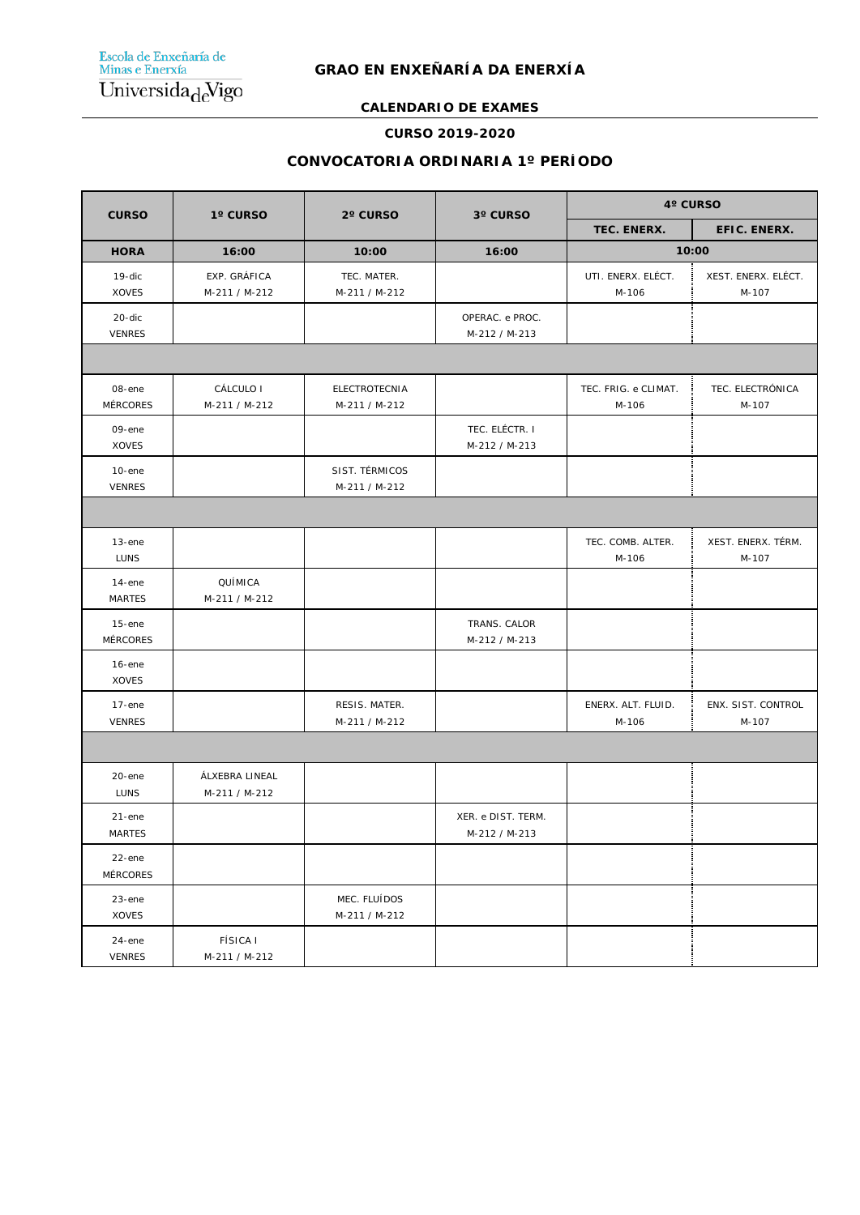Escola de Enxeñaría de Minas e Enerxía
Universida de Vigo

# GRAO EN ENXEÑARÍA DA ENERXÍA

## CALENDARIO DE EXAMES

### CURSO 2019-2020

### CONVOCATORIA ORDINARIA 1º PERÍODO

| CURSO | 1º CURSO | 2º CURSO | 3º CURSO | 4º CURSO | |
|---|---|---|---|---|---|
| | | | | TEC. ENERX. | EFIC. ENERX. |
| **HORA** | **16:00** | **10:00** | **16:00** | **10:00** | |
| 19-dic XOVES | EXP. GRÁFICA M-211 / M-212 | TEC. MATER. M-211 / M-212 | | UTI. ENERX. ELÉCT. M-106 | XEST. ENERX. ELÉCT. M-107 |
| 20-dic VENRES | | | OPERAC. e PROC. M-212 / M-213 | | |
| | | | | | |
| 08-ene MÉRCORES | CÁLCULO I M-211 / M-212 | ELECTROTECNIA M-211 / M-212 | | TEC. FRIG. e CLIMAT. M-106 | TEC. ELECTRÓNICA M-107 |
| 09-ene XOVES | | | TEC. ELÉCTR. I M-212 / M-213 | | |
| 10-ene VENRES | | SIST. TÉRMICOS M-211 / M-212 | | | |
| | | | | | |
| 13-ene LUNS | | | | TEC. COMB. ALTER. M-106 | XEST. ENERX. TÉRM. M-107 |
| 14-ene MARTES | QUÍMICA M-211 / M-212 | | | | |
| 15-ene MÉRCORES | | | TRANS. CALOR M-212 / M-213 | | |
| 16-ene XOVES | | | | | |
| 17-ene VENRES | | RESIS. MATER. M-211 / M-212 | | ENERX. ALT. FLUID. M-106 | ENX. SIST. CONTROL M-107 |
| | | | | | |
| 20-ene LUNS | ÁLXEBRA LINEAL M-211 / M-212 | | | | |
| 21-ene MARTES | | | XER. e DIST. TERM. M-212 / M-213 | | |
| 22-ene MÉRCORES | | | | | |
| 23-ene XOVES | | MEC. FLUÍDOS M-211 / M-212 | | | |
| 24-ene VENRES | FÍSICA I M-211 / M-212 | | | | |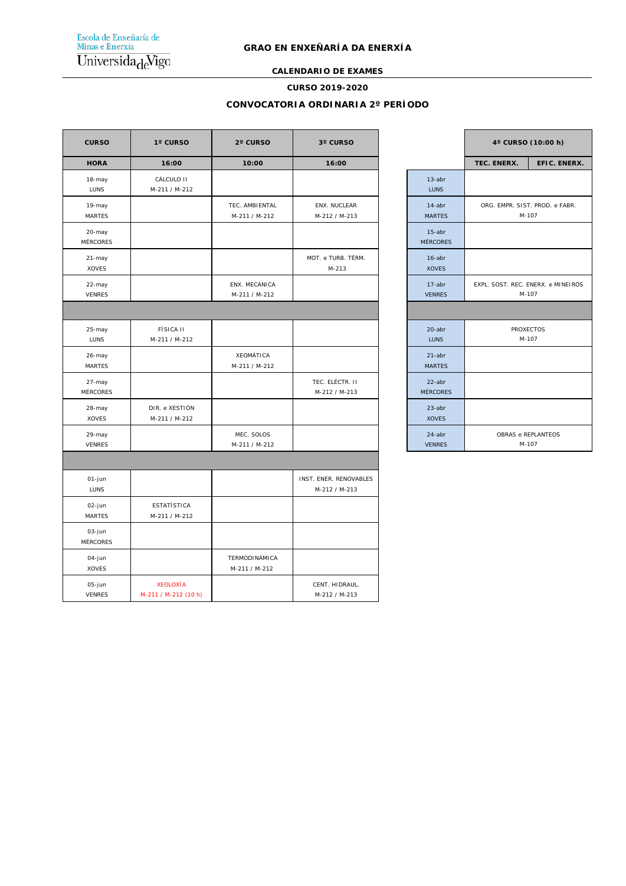Escola de Enxeñaría de Minas e Enerxía
Universidade de Vigo

## GRAO EN ENXEÑARÍA DA ENERXÍA

### CALENDARIO DE EXAMES

### CURSO 2019-2020

### CONVOCATORIA ORDINARIA 2º PERÍODO

| CURSO | 1º CURSO | 2º CURSO | 3º CURSO |
|---|---|---|---|
| **HORA** | **16:00** | **10:00** | **16:00** |
| 18-may LUNS | CÁLCULO II M-211 / M-212 | | |
| 19-may MARTES | | TEC. AMBIENTAL M-211 / M-212 | ENX. NUCLEAR M-212 / M-213 |
| 20-may MÉRCORES | | | |
| 21-may XOVES | | | MOT. e TURB. TÉRM. M-213 |
| 22-may VENRES | | ENX. MECÁNICA M-211 / M-212 | |
| | | | |
| 25-may LUNS | FÍSICA II M-211 / M-212 | | |
| 26-may MARTES | | XEOMÁTICA M-211 / M-212 | |
| 27-may MÉRCORES | | | TEC. ELÉCTR. II M-212 / M-213 |
| 28-may XOVES | DIR. e XESTIÓN M-211 / M-212 | | |
| 29-may VENRES | | MEC. SOLOS M-211 / M-212 | |
| | | | |
| 01-jun LUNS | | | INST. ENER. RENOVABLES M-212 / M-213 |
| 02-jun MARTES | ESTATÍSTICA M-211 / M-212 | | |
| 03-jun MÉRCORES | | | |
| 04-jun XOVES | | TERMODINÁMICA M-211 / M-212 | |
| 05-jun VENRES | XEOLOXÍA M-211 / M-212 (10 h) | | CENT. HIDRAUL. M-212 / M-213 |

| | 4º CURSO (10:00 h) | |
|---|---|---|
| | **TEC. ENERX.** | **EFIC. ENERX.** |
| 13-abr LUNS | | |
| 14-abr MARTES | ORG. EMPR. SIST. PROD. e FABR. M-107 | |
| 15-abr MÉRCORES | | |
| 16-abr XOVES | | |
| 17-abr VENRES | EXPL. SOST. REC. ENERX. e MINEIROS M-107 | |
| | | |
| 20-abr LUNS | PROXECTOS M-107 | |
| 21-abr MARTES | | |
| 22-abr MÉRCORES | | |
| 23-abr XOVES | | |
| 24-abr VENRES | OBRAS e REPLANTEOS M-107 | |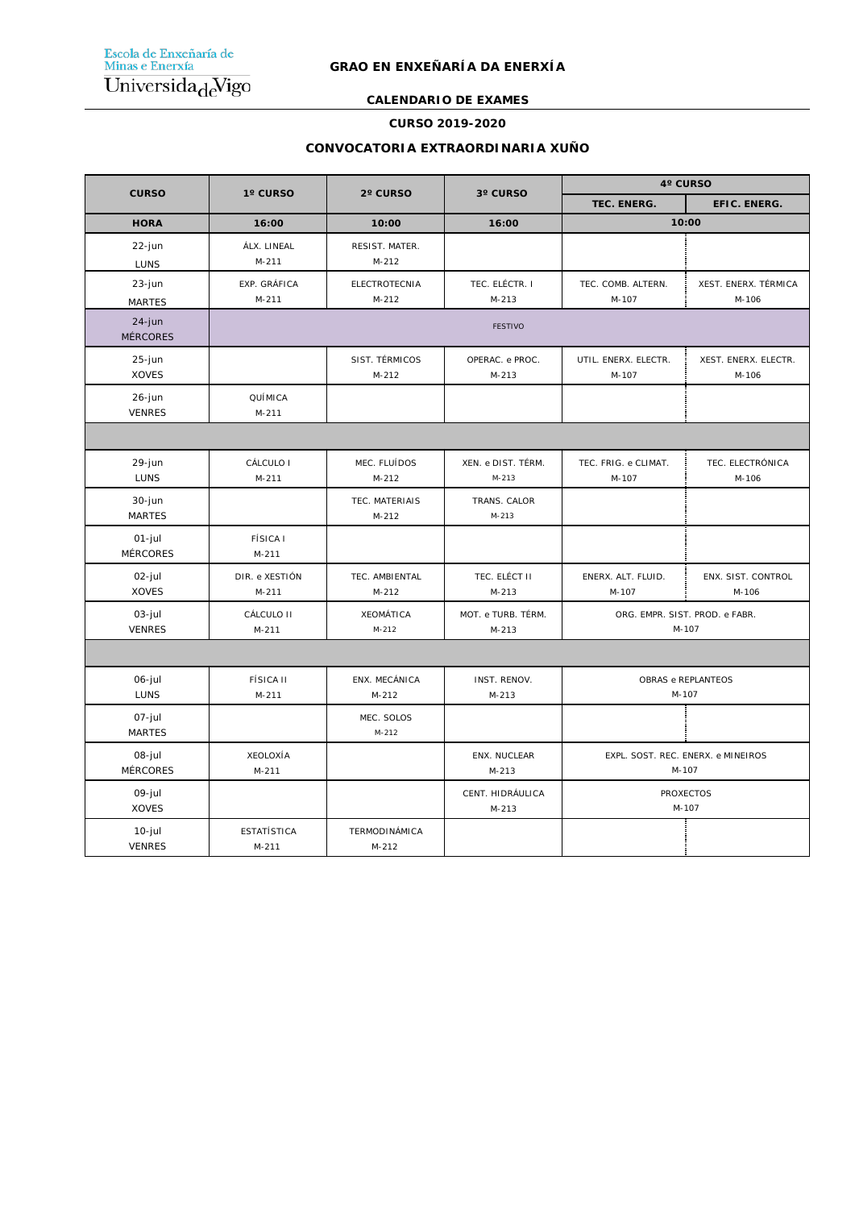Escola de Enxeñaría de Minas e Enerxía
Universidade de Vigo

## GRAO EN ENXEÑARÍA DA ENERXÍA

### CALENDARIO DE EXAMES

### CURSO 2019-2020

### CONVOCATORIA EXTRAORDINARIA XUÑO

| CURSO | 1º CURSO | 2º CURSO | 3º CURSO | 4º CURSO | |
|---|---|---|---|---|---|
| | | | | TEC. ENERG. | EFIC. ENERG. |
| HORA | 16:00 | 10:00 | 16:00 | 10:00 | |
| 22-jun LUNS | ÁLX. LINEAL M-211 | RESIST. MATER. M-212 | | | |
| 23-jun MARTES | EXP. GRÁFICA M-211 | ELECTROTECNIA M-212 | TEC. ELÉCTR. I M-213 | TEC. COMB. ALTERN. M-107 | XEST. ENERX. TÉRMICA M-106 |
| 24-jun MÉRCORES | FESTIVO | | | | |
| 25-jun XOVES | | SIST. TÉRMICOS M-212 | OPERAC. e PROC. M-213 | UTIL. ENERX. ELECTR. M-107 | XEST. ENERX. ELECTR. M-106 |
| 26-jun VENRES | QUÍMICA M-211 | | | | |
| | | | | | |
| 29-jun LUNS | CÁLCULO I M-211 | MEC. FLUÍDOS M-212 | XEN. e DIST. TÉRM. M-213 | TEC. FRIG. e CLIMAT. M-107 | TEC. ELECTRÓNICA M-106 |
| 30-jun MARTES | | TEC. MATERIAIS M-212 | TRANS. CALOR M-213 | | |
| 01-jul MÉRCORES | FÍSICA I M-211 | | | | |
| 02-jul XOVES | DIR. e XESTIÓN M-211 | TEC. AMBIENTAL M-212 | TEC. ELÉCT II M-213 | ENERX. ALT. FLUID. M-107 | ENX. SIST. CONTROL M-106 |
| 03-jul VENRES | CÁLCULO II M-211 | XEOMÁTICA M-212 | MOT. e TURB. TÉRM. M-213 | ORG. EMPR. SIST. PROD. e FABR. M-107 | |
| | | | | | |
| 06-jul LUNS | FÍSICA II M-211 | ENX. MECÁNICA M-212 | INST. RENOV. M-213 | OBRAS e REPLANTEOS M-107 | |
| 07-jul MARTES | | MEC. SOLOS M-212 | | | |
| 08-jul MÉRCORES | XEOLOXÍA M-211 | | ENX. NUCLEAR M-213 | EXPL. SOST. REC. ENERX. e MINEIROS M-107 | |
| 09-jul XOVES | | | CENT. HIDRÁULICA M-213 | PROXECTOS M-107 | |
| 10-jul VENRES | ESTATÍSTICA M-211 | TERMODINÁMICA M-212 | | | |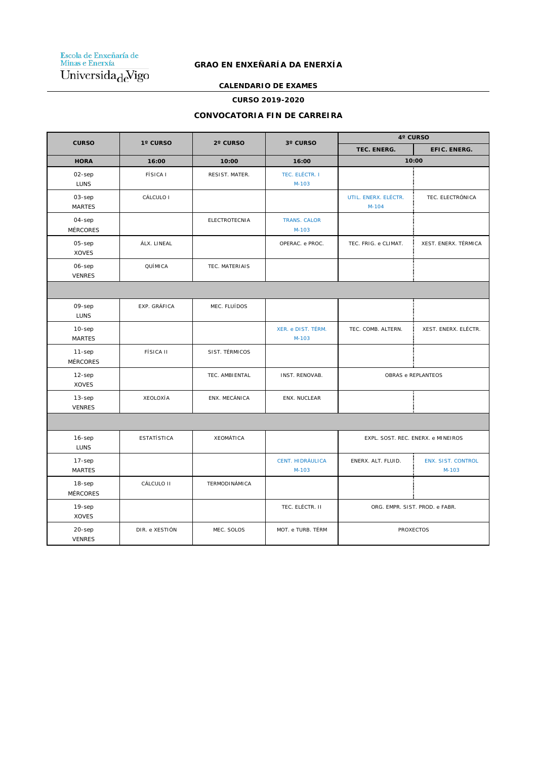Escola de Enxeñaría de Minas e Enerxía
Universida de Vigo

## GRAO EN ENXEÑARÍA DA ENERXÍA

### CALENDARIO DE EXAMES

### CURSO 2019-2020

### CONVOCATORIA FIN DE CARREIRA

| CURSO | 1º CURSO | 2º CURSO | 3º CURSO | 4º CURSO | |
|---|---|---|---|---|---|
| | | | | TEC. ENERG. | EFIC. ENERG. |
| HORA | 16:00 | 10:00 | 16:00 | 10:00 | |
| 02-sep LUNS | FÍSICA I | RESIST. MATER. | TEC. ELÉCTR. I M-103 | | |
| 03-sep MARTES | CÁLCULO I | | | UTIL. ENERX. ELÉCTR. M-104 | TEC. ELECTRÓNICA |
| 04-sep MÉRCORES | | ELECTROTECNIA | TRANS. CALOR M-103 | | |
| 05-sep XOVES | ÁLX. LINEAL | | OPERAC. e PROC. | TEC. FRIG. e CLIMAT. | XEST. ENERX. TÉRMICA |
| 06-sep VENRES | QUÍMICA | TEC. MATERIAIS | | | |
| | | | | | |
| 09-sep LUNS | EXP. GRÁFICA | MEC. FLUÍDOS | | | |
| 10-sep MARTES | | | XER. e DIST. TÉRM. M-103 | TEC. COMB. ALTERN. | XEST. ENERX. ELÉCTR. |
| 11-sep MÉRCORES | FÍSICA II | SIST. TÉRMICOS | | | |
| 12-sep XOVES | | TEC. AMBIENTAL | INST. RENOVAB. | OBRAS e REPLANTEOS | |
| 13-sep VENRES | XEOLOXÍA | ENX. MECÁNICA | ENX. NUCLEAR | | |
| | | | | | |
| 16-sep LUNS | ESTATÍSTICA | XEOMÁTICA | | EXPL. SOST. REC. ENERX. e MINEIROS | |
| 17-sep MARTES | | | CENT. HIDRÁULICA M-103 | ENERX. ALT. FLUID. | ENX. SIST. CONTROL M-103 |
| 18-sep MÉRCORES | CÁLCULO II | TERMODINÁMICA | | | |
| 19-sep XOVES | | | TEC. ELÉCTR. II | ORG. EMPR. SIST. PROD. e FABR. | |
| 20-sep VENRES | DIR. e XESTIÓN | MEC. SOLOS | MOT. e TURB. TÉRM | PROXECTOS | |